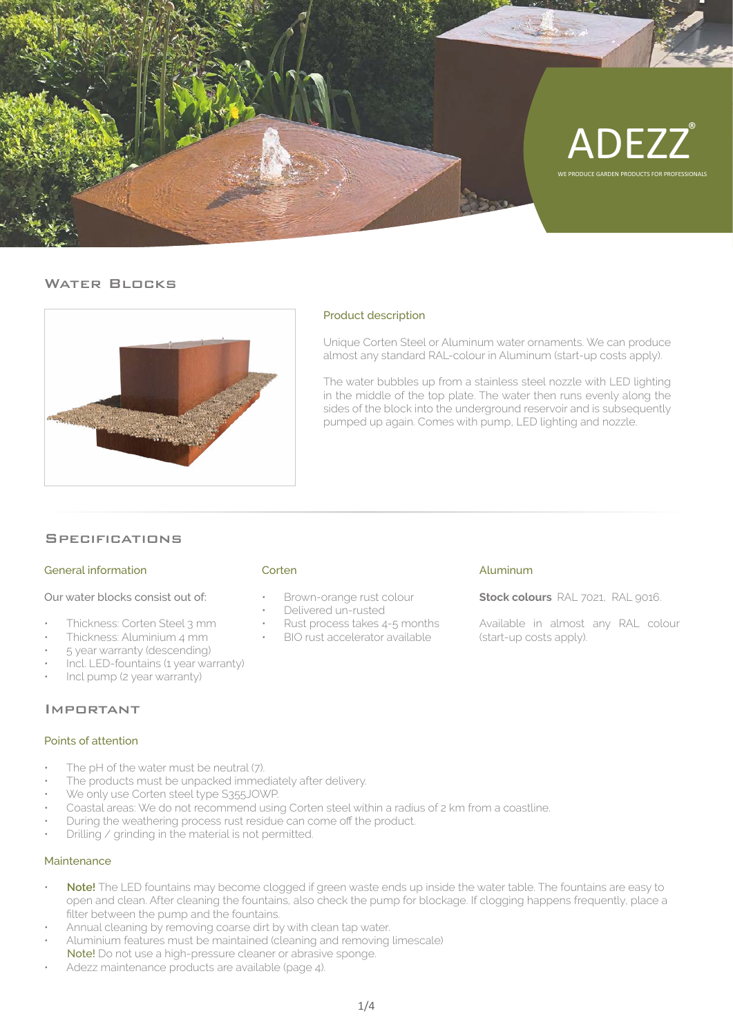ADEZZ®

WE PRODUCE GARDEN PRODUCTS FOR PROFESSIONALS

# Water Blocks

## Product description

Unique Corten Steel or Aluminum water ornaments. We can produce almost any standard RAL-colour in Aluminum (start-up costs apply).

The water bubbles up from a stainless steel nozzle with LED lighting in the middle of the top plate. The water then runs evenly along the sides of the block into the underground reservoir and is subsequently pumped up again. Comes with pump, LED lighting and nozzle.

# Specifications

## General information

Our water blocks consist out of:

- Thickness: Corten Steel 3 mm
- Thickness: Aluminium 4 mm
- 5 year warranty (descending)
- Incl. LED-fountains (1 year warranty)
- Incl pump (2 year warranty)

## Corten

- Brown-orange rust colour
- Delivered un-rusted
- Rust process takes 4-5 months
- BIO rust accelerator available

## Aluminum

**Stock colours** RAL 7021, RAL 9016.

Available in almost any RAL colour (start-up costs apply).

# Important

## Points of attention

- The pH of the water must be neutral (7).
- The products must be unpacked immediately after delivery.
- We only use Corten steel type S355JOWP.
- Coastal areas: We do not recommend using Corten steel within a radius of 2 km from a coastline.
- During the weathering process rust residue can come off the product.
- Drilling / grinding in the material is not permitted.

## Maintenance

- **Note!** The LED fountains may become clogged if green waste ends up inside the water table. The fountains are easy to open and clean. After cleaning the fountains, also check the pump for blockage. If clogging happens frequently, place a filter between the pump and the fountains.
- Annual cleaning by removing coarse dirt by with clean tap water.
- Aluminium features must be maintained (cleaning and removing limescale)
  **Note!** Do not use a high-pressure cleaner or abrasive sponge.
- Adezz maintenance products are available (page 4).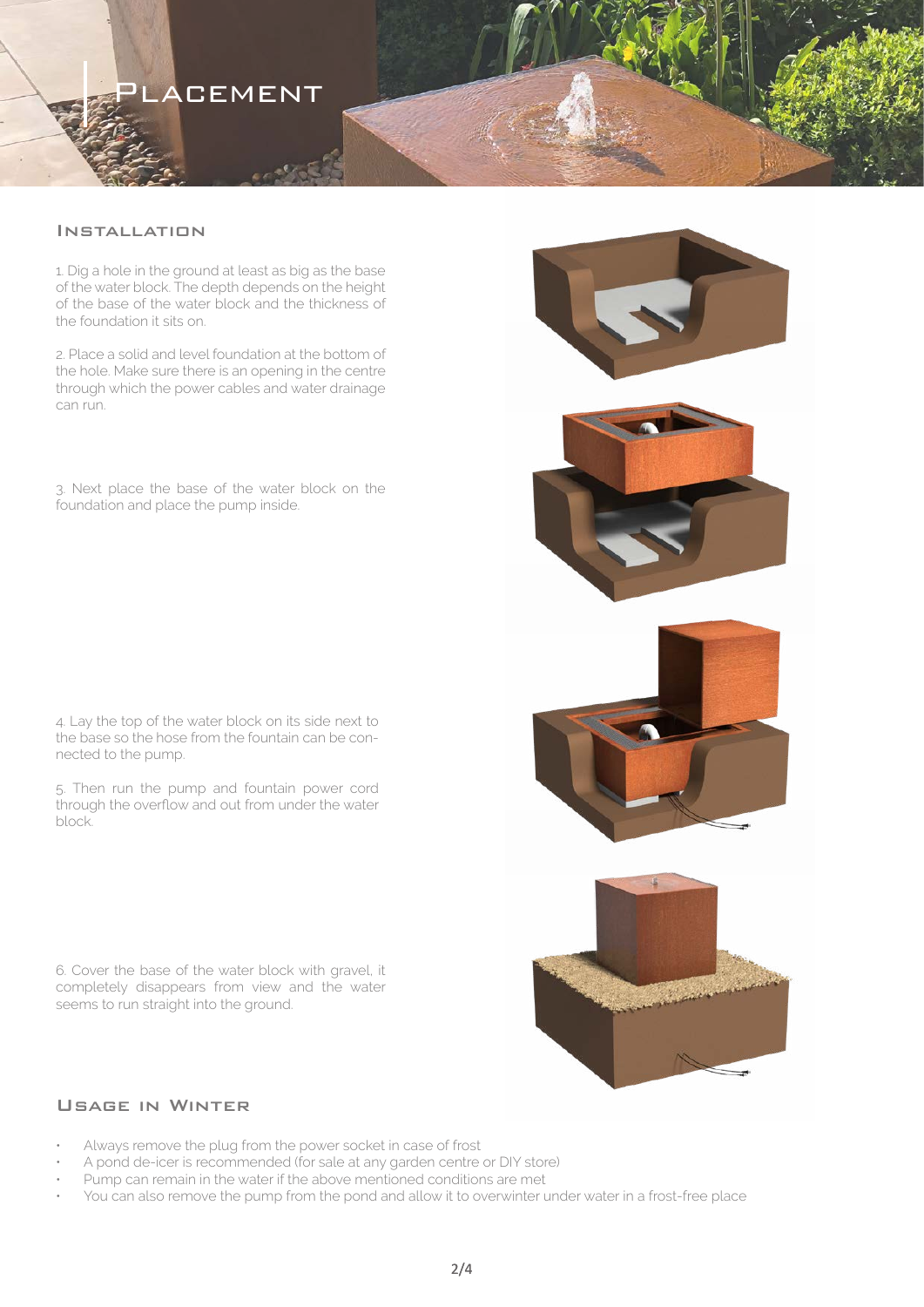# Placement

## Installation

1. Dig a hole in the ground at least as big as the base of the water block. The depth depends on the height of the base of the water block and the thickness of the foundation it sits on.

2. Place a solid and level foundation at the bottom of the hole. Make sure there is an opening in the centre through which the power cables and water drainage can run.

3. Next place the base of the water block on the foundation and place the pump inside.

4. Lay the top of the water block on its side next to the base so the hose from the fountain can be connected to the pump.

5. Then run the pump and fountain power cord through the overflow and out from under the water block.

6. Cover the base of the water block with gravel, it completely disappears from view and the water seems to run straight into the ground.

## Usage in Winter

- Always remove the plug from the power socket in case of frost
- A pond de-icer is recommended (for sale at any garden centre or DIY store)
- Pump can remain in the water if the above mentioned conditions are met
- You can also remove the pump from the pond and allow it to overwinter under water in a frost-free place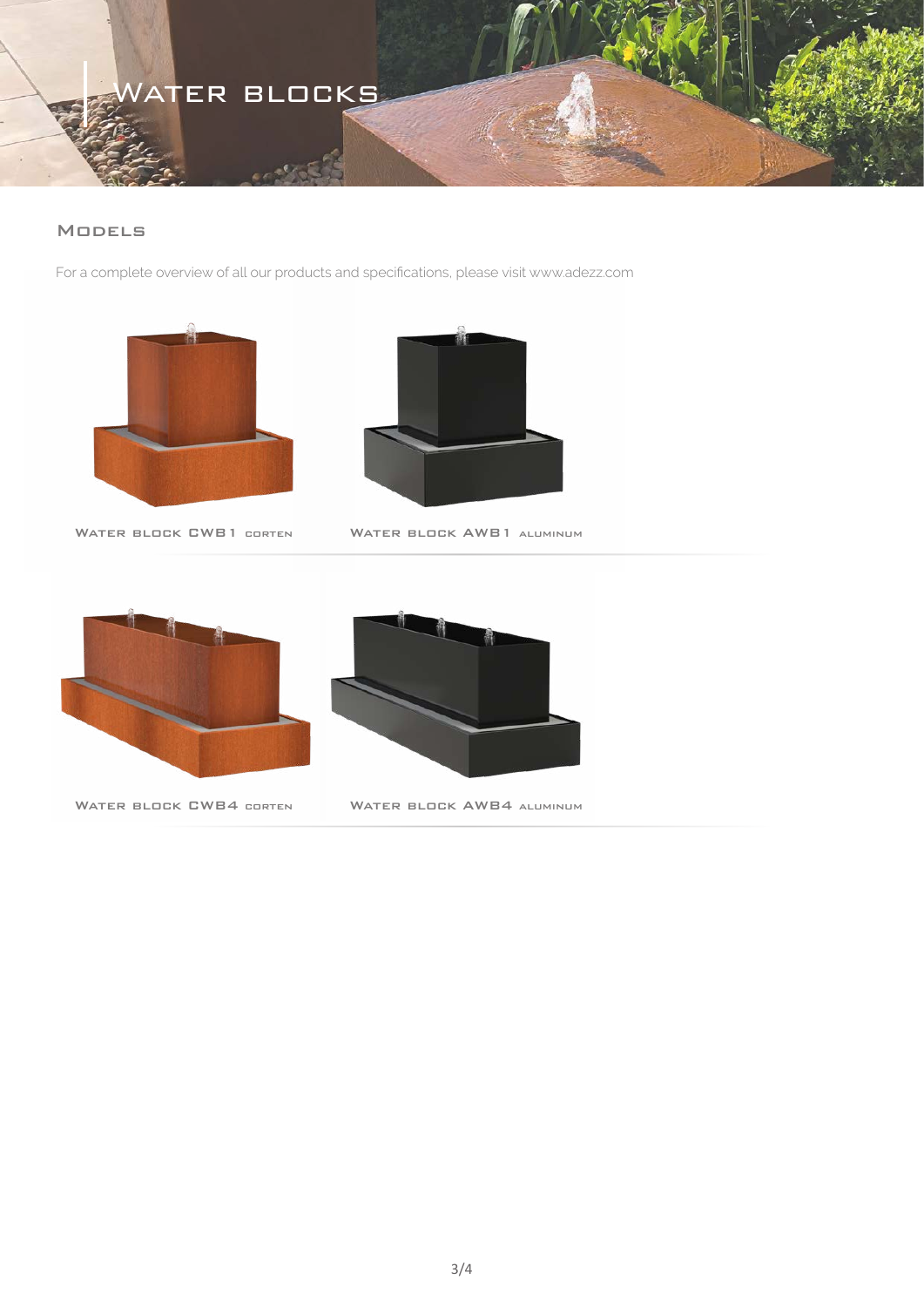# Water blocks

## Models

For a complete overview of all our products and specifications, please visit www.adezz.com

Water block CWB1 corten

Water block AWB1 aluminum

Water block CWB4 corten

Water block AWB4 aluminum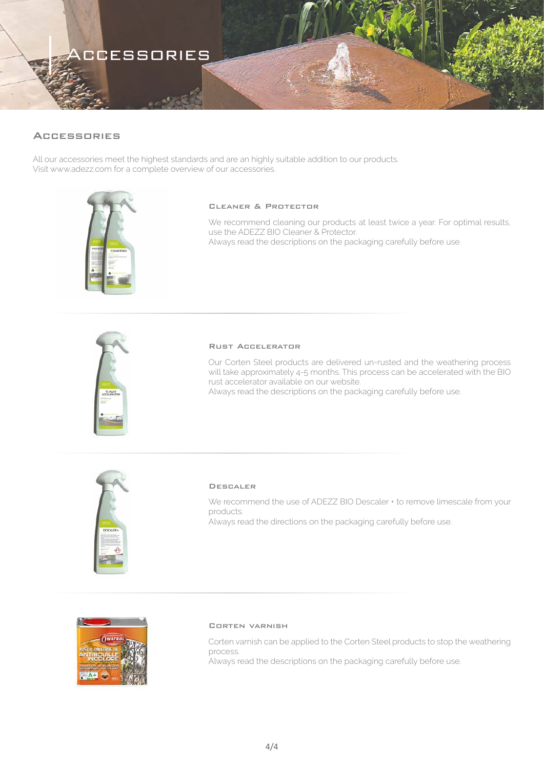# Accessories

## Accessories

All our accessories meet the highest standards and are an highly suitable addition to our products.
Visit www.adezz.com for a complete overview of our accessories.

### Cleaner & Protector

We recommend cleaning our products at least twice a year. For optimal results, use the ADEZZ BIO Cleaner & Protector.
Always read the descriptions on the packaging carefully before use.

### Rust Accelerator

Our Corten Steel products are delivered un-rusted and the weathering process will take approximately 4-5 months. This process can be accelerated with the BIO rust accelerator available on our website.
Always read the descriptions on the packaging carefully before use.

### Descaler

We recommend the use of ADEZZ BIO Descaler + to remove limescale from your products.
Always read the directions on the packaging carefully before use.

### Corten varnish

Corten varnish can be applied to the Corten Steel products to stop the weathering process.
Always read the descriptions on the packaging carefully before use.